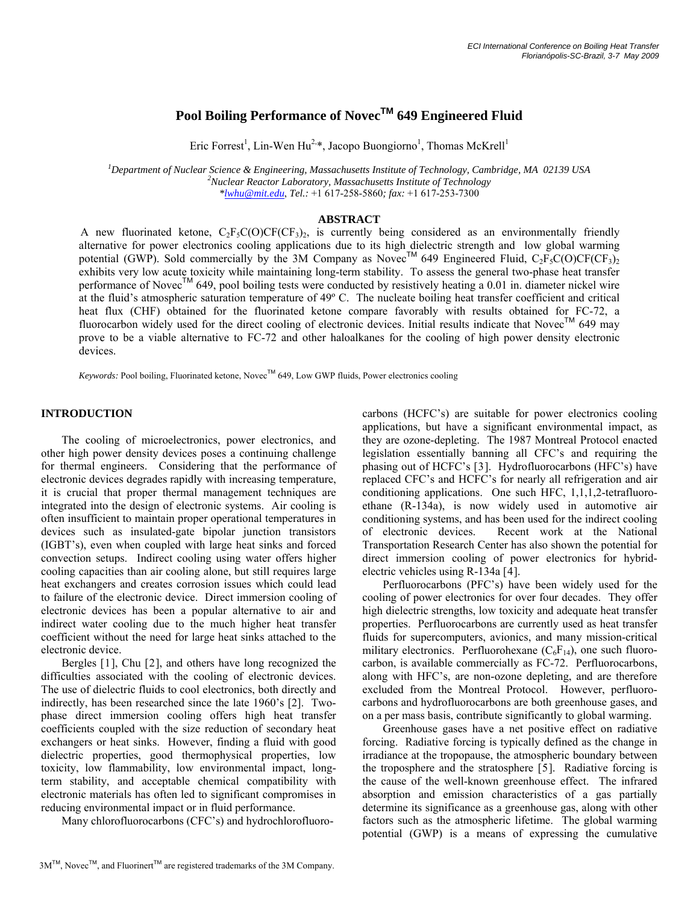# Pool Boiling Performance of Novec$^{TM}$ 649 Engineered Fluid

Eric Forrest[1], Lin-Wen Hu[2,*], Jacopo Buongiorno[1], Thomas McKrell[1]

[1]*Department of Nuclear Science & Engineering, Massachusetts Institute of Technology, Cambridge, MA 02139 USA*
[2]*Nuclear Reactor Laboratory, Massachusetts Institute of Technology*
*\*lwhu@mit.edu, Tel.:* +1 617-258-5860*; fax:* +1 617-253-7300

## ABSTRACT

A new fluorinated ketone, $C_2F_5C(O)CF(CF_3)_2$, is currently being considered as an environmentally friendly alternative for power electronics cooling applications due to its high dielectric strength and low global warming potential (GWP). Sold commercially by the 3M Company as Novec$^{TM}$ 649 Engineered Fluid, $C_2F_5C(O)CF(CF_3)_2$ exhibits very low acute toxicity while maintaining long-term stability. To assess the general two-phase heat transfer performance of Novec$^{TM}$ 649, pool boiling tests were conducted by resistively heating a 0.01 in. diameter nickel wire at the fluid's atmospheric saturation temperature of 49º C. The nucleate boiling heat transfer coefficient and critical heat flux (CHF) obtained for the fluorinated ketone compare favorably with results obtained for FC-72, a fluorocarbon widely used for the direct cooling of electronic devices. Initial results indicate that Novec$^{TM}$ 649 may prove to be a viable alternative to FC-72 and other haloalkanes for the cooling of high power density electronic devices.

*Keywords:* Pool boiling, Fluorinated ketone, Novec$^{TM}$ 649, Low GWP fluids, Power electronics cooling

## INTRODUCTION

The cooling of microelectronics, power electronics, and other high power density devices poses a continuing challenge for thermal engineers. Considering that the performance of electronic devices degrades rapidly with increasing temperature, it is crucial that proper thermal management techniques are integrated into the design of electronic systems. Air cooling is often insufficient to maintain proper operational temperatures in devices such as insulated-gate bipolar junction transistors (IGBT's), even when coupled with large heat sinks and forced convection setups. Indirect cooling using water offers higher cooling capacities than air cooling alone, but still requires large heat exchangers and creates corrosion issues which could lead to failure of the electronic device. Direct immersion cooling of electronic devices has been a popular alternative to air and indirect water cooling due to the much higher heat transfer coefficient without the need for large heat sinks attached to the electronic device.

Bergles [1], Chu [2], and others have long recognized the difficulties associated with the cooling of electronic devices. The use of dielectric fluids to cool electronics, both directly and indirectly, has been researched since the late 1960's [2]. Two-phase direct immersion cooling offers high heat transfer coefficients coupled with the size reduction of secondary heat exchangers or heat sinks. However, finding a fluid with good dielectric properties, good thermophysical properties, low toxicity, low flammability, low environmental impact, long-term stability, and acceptable chemical compatibility with electronic materials has often led to significant compromises in reducing environmental impact or in fluid performance.

Many chlorofluorocarbons (CFC's) and hydrochlorofluorocarbons (HCFC's) are suitable for power electronics cooling applications, but have a significant environmental impact, as they are ozone-depleting. The 1987 Montreal Protocol enacted legislation essentially banning all CFC's and requiring the phasing out of HCFC's [3]. Hydrofluorocarbons (HFC's) have replaced CFC's and HCFC's for nearly all refrigeration and air conditioning applications. One such HFC, 1,1,1,2-tetrafluoroethane (R-134a), is now widely used in automotive air conditioning systems, and has been used for the indirect cooling of electronic devices. Recent work at the National Transportation Research Center has also shown the potential for direct immersion cooling of power electronics for hybrid-electric vehicles using R-134a [4].

Perfluorocarbons (PFC's) have been widely used for the cooling of power electronics for over four decades. They offer high dielectric strengths, low toxicity and adequate heat transfer properties. Perfluorocarbons are currently used as heat transfer fluids for supercomputers, avionics, and many mission-critical military electronics. Perfluorohexane ($C_6F_{14}$), one such fluorocarbon, is available commercially as FC-72. Perfluorocarbons, along with HFC's, are non-ozone depleting, and are therefore excluded from the Montreal Protocol. However, perfluorocarbons and hydrofluorocarbons are both greenhouse gases, and on a per mass basis, contribute significantly to global warming.

Greenhouse gases have a net positive effect on radiative forcing. Radiative forcing is typically defined as the change in irradiance at the tropopause, the atmospheric boundary between the troposphere and the stratosphere [5]. Radiative forcing is the cause of the well-known greenhouse effect. The infrared absorption and emission characteristics of a gas partially determine its significance as a greenhouse gas, along with other factors such as the atmospheric lifetime. The global warming potential (GWP) is a means of expressing the cumulative

3M$^{TM}$, Novec$^{TM}$, and Fluorinert$^{TM}$ are registered trademarks of the 3M Company.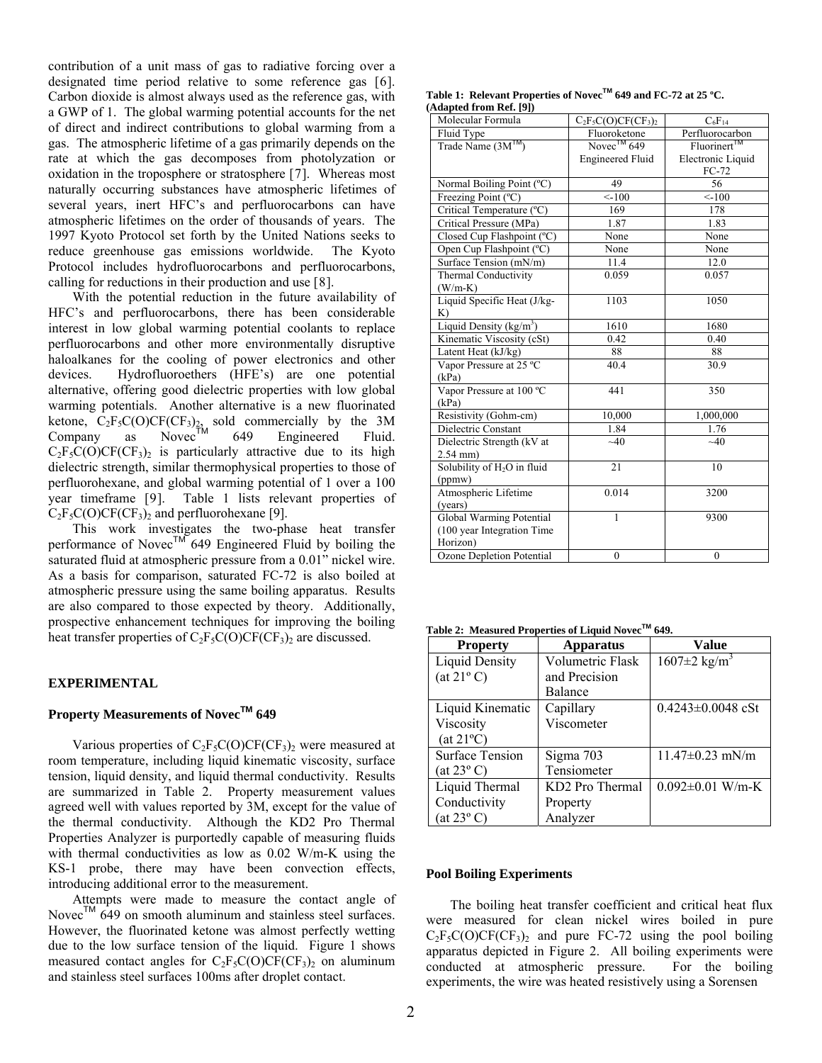contribution of a unit mass of gas to radiative forcing over a designated time period relative to some reference gas [6]. Carbon dioxide is almost always used as the reference gas, with a GWP of 1. The global warming potential accounts for the net of direct and indirect contributions to global warming from a gas. The atmospheric lifetime of a gas primarily depends on the rate at which the gas decomposes from photolyzation or oxidation in the troposphere or stratosphere [7]. Whereas most naturally occurring substances have atmospheric lifetimes of several years, inert HFC's and perfluorocarbons can have atmospheric lifetimes on the order of thousands of years. The 1997 Kyoto Protocol set forth by the United Nations seeks to reduce greenhouse gas emissions worldwide. The Kyoto Protocol includes hydrofluorocarbons and perfluorocarbons, calling for reductions in their production and use [8].

With the potential reduction in the future availability of HFC's and perfluorocarbons, there has been considerable interest in low global warming potential coolants to replace perfluorocarbons and other more environmentally disruptive haloalkanes for the cooling of power electronics and other devices. Hydrofluoroethers (HFE's) are one potential alternative, offering good dielectric properties with low global warming potentials. Another alternative is a new fluorinated ketone, $C_2F_5C(O)CF(CF_3)_2$, sold commercially by the 3M Company as Novec™ 649 Engineered Fluid. $C_2F_5C(O)CF(CF_3)_2$ is particularly attractive due to its high dielectric strength, similar thermophysical properties to those of perfluorohexane, and global warming potential of 1 over a 100 year timeframe [9]. Table 1 lists relevant properties of $C_2F_5C(O)CF(CF_3)_2$ and perfluorohexane [9].

This work investigates the two-phase heat transfer performance of Novec™ 649 Engineered Fluid by boiling the saturated fluid at atmospheric pressure from a 0.01" nickel wire. As a basis for comparison, saturated FC-72 is also boiled at atmospheric pressure using the same boiling apparatus. Results are also compared to those expected by theory. Additionally, prospective enhancement techniques for improving the boiling heat transfer properties of $C_2F_5C(O)CF(CF_3)_2$ are discussed.

**Table 1: Relevant Properties of Novec™ 649 and FC-72 at 25 ºC. (Adapted from Ref. [9])**

| Molecular Formula | $C_2F_5C(O)CF(CF_3)_2$ | $C_6F_{14}$ |
|---|---|---|
| Fluid Type | Fluoroketone | Perfluorocarbon |
| Trade Name (3M™) | Novec™ 649 Engineered Fluid | Fluorinert™ Electronic Liquid FC-72 |
| Normal Boiling Point (ºC) | 49 | 56 |
| Freezing Point (ºC) | <-100 | <-100 |
| Critical Temperature (ºC) | 169 | 178 |
| Critical Pressure (MPa) | 1.87 | 1.83 |
| Closed Cup Flashpoint (ºC) | None | None |
| Open Cup Flashpoint (ºC) | None | None |
| Surface Tension (mN/m) | 11.4 | 12.0 |
| Thermal Conductivity (W/m-K) | 0.059 | 0.057 |
| Liquid Specific Heat (J/kg-K) | 1103 | 1050 |
| Liquid Density (kg/m$^3$) | 1610 | 1680 |
| Kinematic Viscosity (cSt) | 0.42 | 0.40 |
| Latent Heat (kJ/kg) | 88 | 88 |
| Vapor Pressure at 25 ºC (kPa) | 40.4 | 30.9 |
| Vapor Pressure at 100 ºC (kPa) | 441 | 350 |
| Resistivity (Gohm-cm) | 10,000 | 1,000,000 |
| Dielectric Constant | 1.84 | 1.76 |
| Dielectric Strength (kV at 2.54 mm) | ~40 | ~40 |
| Solubility of $H_2O$ in fluid (ppmw) | 21 | 10 |
| Atmospheric Lifetime (years) | 0.014 | 3200 |
| Global Warming Potential (100 year Integration Time Horizon) | 1 | 9300 |
| Ozone Depletion Potential | 0 | 0 |

**Table 2: Measured Properties of Liquid Novec™ 649.**

| Property | Apparatus | Value |
|---|---|---|
| Liquid Density (at 21º C) | Volumetric Flask and Precision Balance | 1607±2 kg/m$^3$ |
| Liquid Kinematic Viscosity (at 21ºC) | Capillary Viscometer | 0.4243±0.0048 cSt |
| Surface Tension (at 23º C) | Sigma 703 Tensiometer | 11.47±0.23 mN/m |
| Liquid Thermal Conductivity (at 23º C) | KD2 Pro Thermal Property Analyzer | 0.092±0.01 W/m-K |

## EXPERIMENTAL

### Property Measurements of Novec™ 649

Various properties of $C_2F_5C(O)CF(CF_3)_2$ were measured at room temperature, including liquid kinematic viscosity, surface tension, liquid density, and liquid thermal conductivity. Results are summarized in Table 2. Property measurement values agreed well with values reported by 3M, except for the value of the thermal conductivity. Although the KD2 Pro Thermal Properties Analyzer is purportedly capable of measuring fluids with thermal conductivities as low as 0.02 W/m-K using the KS-1 probe, there may have been convection effects, introducing additional error to the measurement.

Attempts were made to measure the contact angle of Novec™ 649 on smooth aluminum and stainless steel surfaces. However, the fluorinated ketone was almost perfectly wetting due to the low surface tension of the liquid. Figure 1 shows measured contact angles for $C_2F_5C(O)CF(CF_3)_2$ on aluminum and stainless steel surfaces 100ms after droplet contact.

### Pool Boiling Experiments

The boiling heat transfer coefficient and critical heat flux were measured for clean nickel wires boiled in pure $C_2F_5C(O)CF(CF_3)_2$ and pure FC-72 using the pool boiling apparatus depicted in Figure 2. All boiling experiments were conducted at atmospheric pressure. For the boiling experiments, the wire was heated resistively using a Sorensen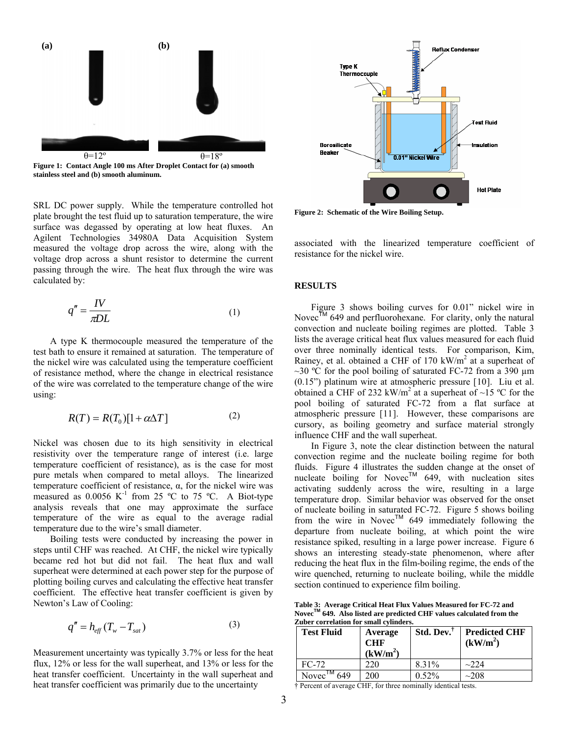(a) (b)

θ=12º θ=18º

**Figure 1: Contact Angle 100 ms After Droplet Contact for (a) smooth stainless steel and (b) smooth aluminum.**

SRL DC power supply. While the temperature controlled hot plate brought the test fluid up to saturation temperature, the wire surface was degassed by operating at low heat fluxes. An Agilent Technologies 34980A Data Acquisition System measured the voltage drop across the wire, along with the voltage drop across a shunt resistor to determine the current passing through the wire. The heat flux through the wire was calculated by:

$$q'' = \frac{IV}{\pi DL} \tag{1}$$

A type K thermocouple measured the temperature of the test bath to ensure it remained at saturation. The temperature of the nickel wire was calculated using the temperature coefficient of resistance method, where the change in electrical resistance of the wire was correlated to the temperature change of the wire using:

$$R(T) = R(T_0)[1 + \alpha \Delta T] \tag{2}$$

Nickel was chosen due to its high sensitivity in electrical resistivity over the temperature range of interest (i.e. large temperature coefficient of resistance), as is the case for most pure metals when compared to metal alloys. The linearized temperature coefficient of resistance, α, for the nickel wire was measured as 0.0056 $K^{-1}$ from 25 ºC to 75 ºC. A Biot-type analysis reveals that one may approximate the surface temperature of the wire as equal to the average radial temperature due to the wire's small diameter.

Boiling tests were conducted by increasing the power in steps until CHF was reached. At CHF, the nickel wire typically became red hot but did not fail. The heat flux and wall superheat were determined at each power step for the purpose of plotting boiling curves and calculating the effective heat transfer coefficient. The effective heat transfer coefficient is given by Newton's Law of Cooling:

$$q'' = h_{eff}(T_w - T_{sat}) \tag{3}$$

Measurement uncertainty was typically 3.7% or less for the heat flux, 12% or less for the wall superheat, and 13% or less for the heat transfer coefficient. Uncertainty in the wall superheat and heat transfer coefficient was primarily due to the uncertainty associated with the linearized temperature coefficient of resistance for the nickel wire.

Reflux Condenser
Type K Thermocouple
Test Fluid
Borosilicate Beaker
Insulation
0.01" Nickel Wire
Hot Plate

**Figure 2: Schematic of the Wire Boiling Setup.**

## RESULTS

Figure 3 shows boiling curves for 0.01" nickel wire in Novec™ 649 and perfluorohexane. For clarity, only the natural convection and nucleate boiling regimes are plotted. Table 3 lists the average critical heat flux values measured for each fluid over three nominally identical tests. For comparison, Kim, Rainey, et al. obtained a CHF of 170 $kW/m^2$ at a superheat of ~30 ºC for the pool boiling of saturated FC-72 from a 390 µm (0.15") platinum wire at atmospheric pressure [10]. Liu et al. obtained a CHF of 232 $kW/m^2$ at a superheat of ~15 ºC for the pool boiling of saturated FC-72 from a flat surface at atmospheric pressure [11]. However, these comparisons are cursory, as boiling geometry and surface material strongly influence CHF and the wall superheat.

In Figure 3, note the clear distinction between the natural convection regime and the nucleate boiling regime for both fluids. Figure 4 illustrates the sudden change at the onset of nucleate boiling for Novec™ 649, with nucleation sites activating suddenly across the wire, resulting in a large temperature drop. Similar behavior was observed for the onset of nucleate boiling in saturated FC-72. Figure 5 shows boiling from the wire in Novec™ 649 immediately following the departure from nucleate boiling, at which point the wire resistance spiked, resulting in a large power increase. Figure 6 shows an interesting steady-state phenomenon, where after reducing the heat flux in the film-boiling regime, the ends of the wire quenched, returning to nucleate boiling, while the middle section continued to experience film boiling.

**Table 3: Average Critical Heat Flux Values Measured for FC-72 and Novec™ 649. Also listed are predicted CHF values calculated from the Zuber correlation for small cylinders.**

| Test Fluid | Average CHF ($kW/m^2$) | Std. Dev.† | Predicted CHF ($kW/m^2$) |
|---|---|---|---|
| FC-72 | 220 | 8.31% | ~224 |
| Novec™ 649 | 200 | 0.52% | ~208 |

† Percent of average CHF, for three nominally identical tests.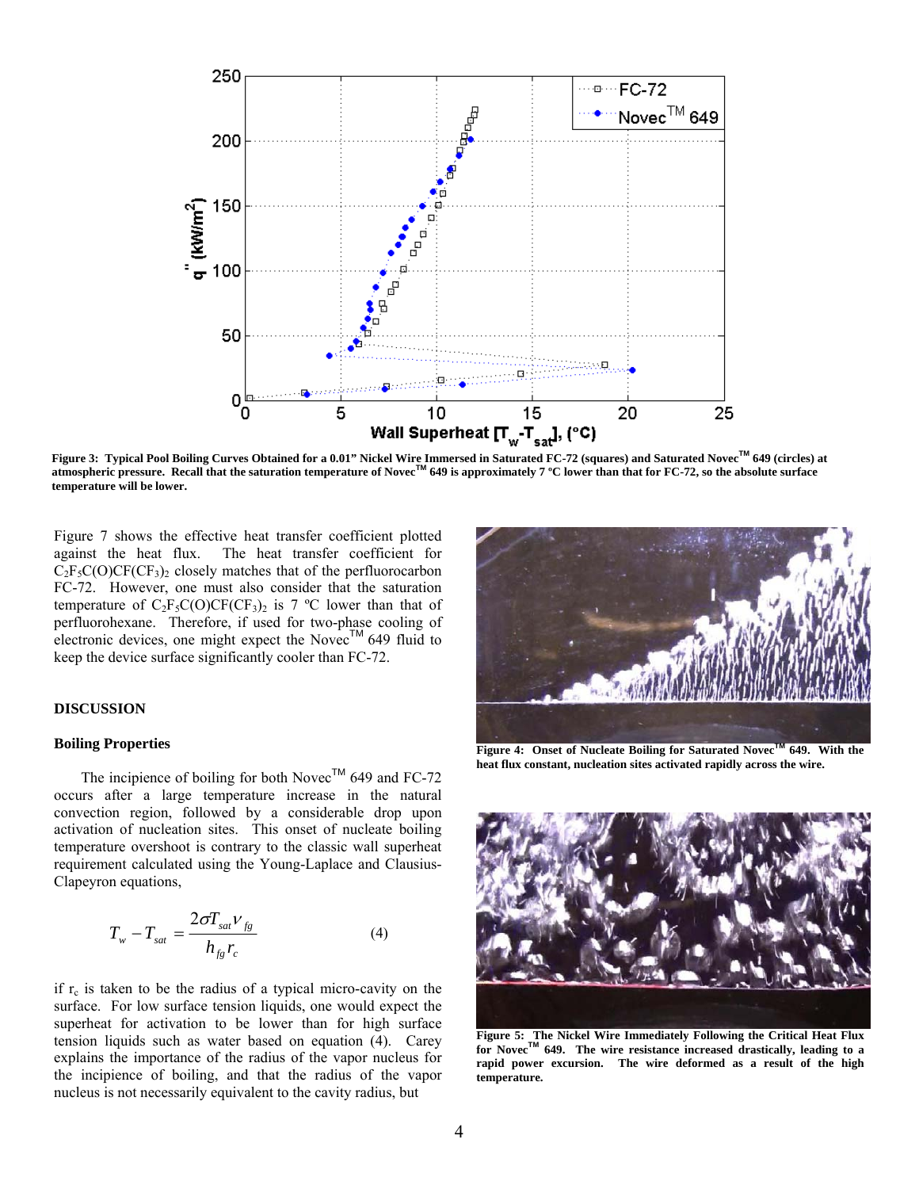**Figure 3: Typical Pool Boiling Curves Obtained for a 0.01" Nickel Wire Immersed in Saturated FC-72 (squares) and Saturated Novec™ 649 (circles) at atmospheric pressure. Recall that the saturation temperature of Novec™ 649 is approximately 7 ºC lower than that for FC-72, so the absolute surface temperature will be lower.**

Figure 7 shows the effective heat transfer coefficient plotted against the heat flux. The heat transfer coefficient for $C_2F_5C(O)CF(CF_3)_2$ closely matches that of the perfluorocarbon FC-72. However, one must also consider that the saturation temperature of $C_2F_5C(O)CF(CF_3)_2$ is 7 ºC lower than that of perfluorohexane. Therefore, if used for two-phase cooling of electronic devices, one might expect the Novec™ 649 fluid to keep the device surface significantly cooler than FC-72.

## DISCUSSION

### Boiling Properties

The incipience of boiling for both Novec™ 649 and FC-72 occurs after a large temperature increase in the natural convection region, followed by a considerable drop upon activation of nucleation sites. This onset of nucleate boiling temperature overshoot is contrary to the classic wall superheat requirement calculated using the Young-Laplace and Clausius-Clapeyron equations,

$$T_w - T_{sat} = \frac{2\sigma T_{sat} \nu_{fg}}{h_{fg} r_c} \quad (4)$$

if $r_c$ is taken to be the radius of a typical micro-cavity on the surface. For low surface tension liquids, one would expect the superheat for activation to be lower than for high surface tension liquids such as water based on equation (4). Carey explains the importance of the radius of the vapor nucleus for the incipience of boiling, and that the radius of the vapor nucleus is not necessarily equivalent to the cavity radius, but

**Figure 4: Onset of Nucleate Boiling for Saturated Novec™ 649. With the heat flux constant, nucleation sites activated rapidly across the wire.**

**Figure 5: The Nickel Wire Immediately Following the Critical Heat Flux for Novec™ 649. The wire resistance increased drastically, leading to a rapid power excursion. The wire deformed as a result of the high temperature.**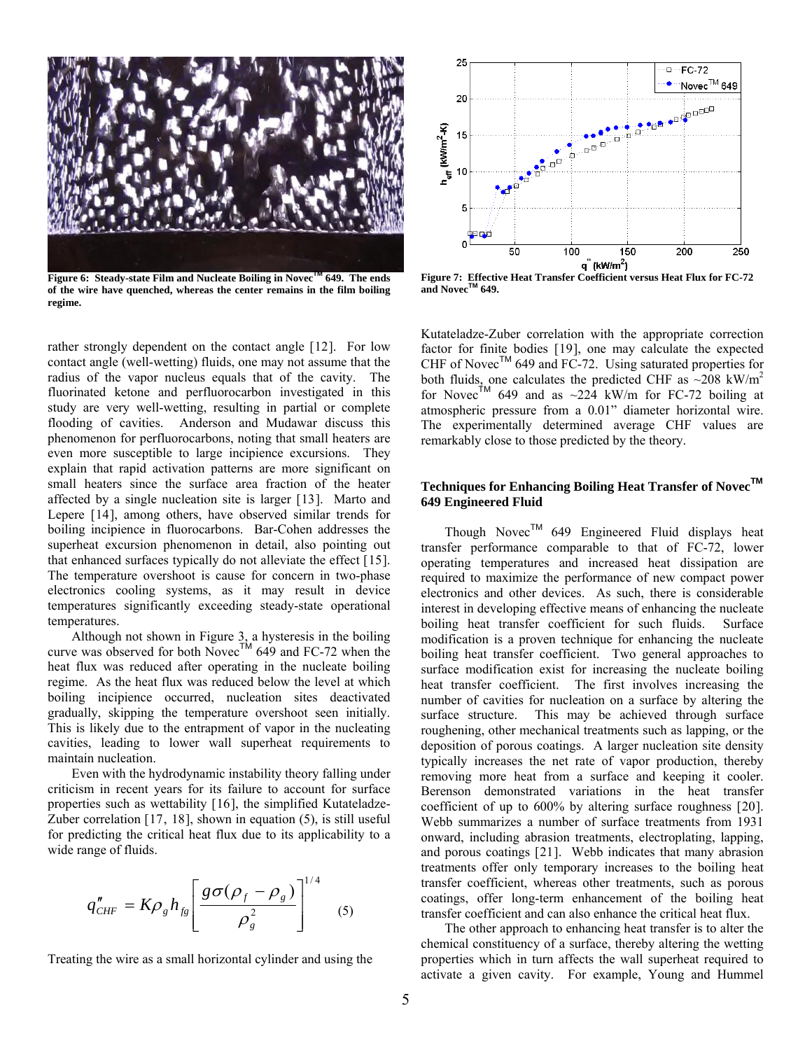Figure 6: Steady-state Film and Nucleate Boiling in Novec™ 649. The ends of the wire have quenched, whereas the center remains in the film boiling regime.

Figure 7: Effective Heat Transfer Coefficient versus Heat Flux for FC-72 and Novec™ 649.

rather strongly dependent on the contact angle [12]. For low contact angle (well-wetting) fluids, one may not assume that the radius of the vapor nucleus equals that of the cavity. The fluorinated ketone and perfluorocarbon investigated in this study are very well-wetting, resulting in partial or complete flooding of cavities. Anderson and Mudawar discuss this phenomenon for perfluorocarbons, noting that small heaters are even more susceptible to large incipience excursions. They explain that rapid activation patterns are more significant on small heaters since the surface area fraction of the heater affected by a single nucleation site is larger [13]. Marto and Lepere [14], among others, have observed similar trends for boiling incipience in fluorocarbons. Bar-Cohen addresses the superheat excursion phenomenon in detail, also pointing out that enhanced surfaces typically do not alleviate the effect [15]. The temperature overshoot is cause for concern in two-phase electronics cooling systems, as it may result in device temperatures significantly exceeding steady-state operational temperatures.

Although not shown in Figure 3, a hysteresis in the boiling curve was observed for both Novec™ 649 and FC-72 when the heat flux was reduced after operating in the nucleate boiling regime. As the heat flux was reduced below the level at which boiling incipience occurred, nucleation sites deactivated gradually, skipping the temperature overshoot seen initially. This is likely due to the entrapment of vapor in the nucleating cavities, leading to lower wall superheat requirements to maintain nucleation.

Even with the hydrodynamic instability theory falling under criticism in recent years for its failure to account for surface properties such as wettability [16], the simplified Kutateladze-Zuber correlation [17, 18], shown in equation (5), is still useful for predicting the critical heat flux due to its applicability to a wide range of fluids.

$$q''_{CHF} = K\rho_g h_{fg}\left[\frac{g\sigma(\rho_f - \rho_g)}{\rho_g^2}\right]^{1/4} \quad (5)$$

Treating the wire as a small horizontal cylinder and using the Kutateladze-Zuber correlation with the appropriate correction factor for finite bodies [19], one may calculate the expected CHF of Novec™ 649 and FC-72. Using saturated properties for both fluids, one calculates the predicted CHF as ~208 kW/m$^2$ for Novec™ 649 and as ~224 kW/m for FC-72 boiling at atmospheric pressure from a 0.01" diameter horizontal wire. The experimentally determined average CHF values are remarkably close to those predicted by the theory.

## Techniques for Enhancing Boiling Heat Transfer of Novec™ 649 Engineered Fluid

Though Novec™ 649 Engineered Fluid displays heat transfer performance comparable to that of FC-72, lower operating temperatures and increased heat dissipation are required to maximize the performance of new compact power electronics and other devices. As such, there is considerable interest in developing effective means of enhancing the nucleate boiling heat transfer coefficient for such fluids. Surface modification is a proven technique for enhancing the nucleate boiling heat transfer coefficient. Two general approaches to surface modification exist for increasing the nucleate boiling heat transfer coefficient. The first involves increasing the number of cavities for nucleation on a surface by altering the surface structure. This may be achieved through surface roughening, other mechanical treatments such as lapping, or the deposition of porous coatings. A larger nucleation site density typically increases the net rate of vapor production, thereby removing more heat from a surface and keeping it cooler. Berenson demonstrated variations in the heat transfer coefficient of up to 600% by altering surface roughness [20]. Webb summarizes a number of surface treatments from 1931 onward, including abrasion treatments, electroplating, lapping, and porous coatings [21]. Webb indicates that many abrasion treatments offer only temporary increases to the boiling heat transfer coefficient, whereas other treatments, such as porous coatings, offer long-term enhancement of the boiling heat transfer coefficient and can also enhance the critical heat flux.

The other approach to enhancing heat transfer is to alter the chemical constituency of a surface, thereby altering the wetting properties which in turn affects the wall superheat required to activate a given cavity. For example, Young and Hummel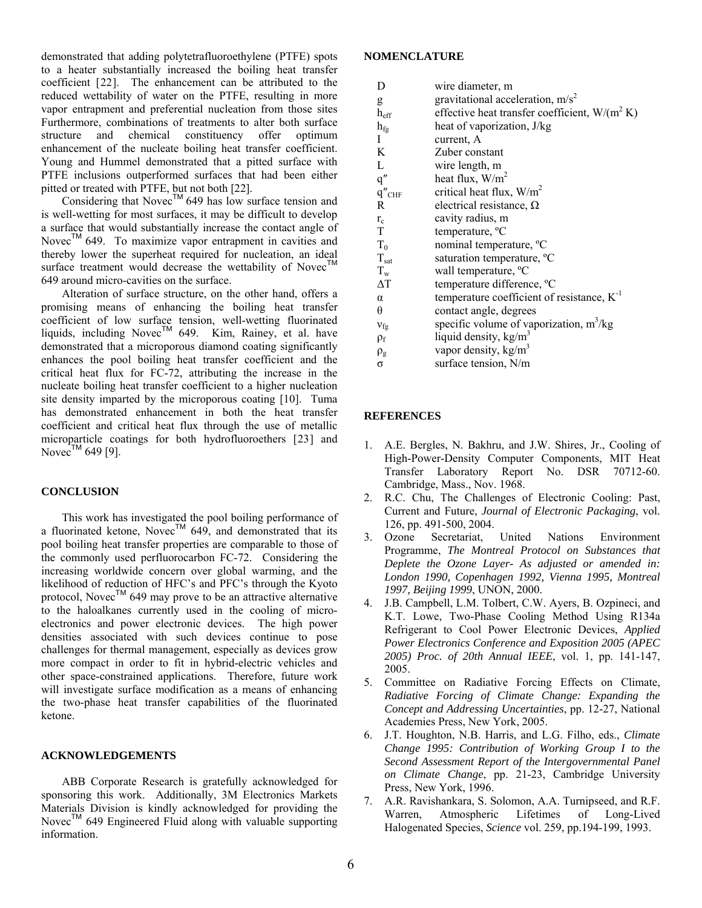demonstrated that adding polytetrafluoroethylene (PTFE) spots to a heater substantially increased the boiling heat transfer coefficient [22]. The enhancement can be attributed to the reduced wettability of water on the PTFE, resulting in more vapor entrapment and preferential nucleation from those sites Furthermore, combinations of treatments to alter both surface structure and chemical constituency offer optimum enhancement of the nucleate boiling heat transfer coefficient. Young and Hummel demonstrated that a pitted surface with PTFE inclusions outperformed surfaces that had been either pitted or treated with PTFE, but not both [22].

Considering that Novec™ 649 has low surface tension and is well-wetting for most surfaces, it may be difficult to develop a surface that would substantially increase the contact angle of Novec™ 649. To maximize vapor entrapment in cavities and thereby lower the superheat required for nucleation, an ideal surface treatment would decrease the wettability of Novec™ 649 around micro-cavities on the surface.

Alteration of surface structure, on the other hand, offers a promising means of enhancing the boiling heat transfer coefficient of low surface tension, well-wetting fluorinated liquids, including Novec™ 649. Kim, Rainey, et al. have demonstrated that a microporous diamond coating significantly enhances the pool boiling heat transfer coefficient and the critical heat flux for FC-72, attributing the increase in the nucleate boiling heat transfer coefficient to a higher nucleation site density imparted by the microporous coating [10]. Tuma has demonstrated enhancement in both the heat transfer coefficient and critical heat flux through the use of metallic microparticle coatings for both hydrofluoroethers [23] and Novec™ 649 [9].

## CONCLUSION

This work has investigated the pool boiling performance of a fluorinated ketone, Novec™ 649, and demonstrated that its pool boiling heat transfer properties are comparable to those of the commonly used perfluorocarbon FC-72. Considering the increasing worldwide concern over global warming, and the likelihood of reduction of HFC's and PFC's through the Kyoto protocol, Novec™ 649 may prove to be an attractive alternative to the haloalkanes currently used in the cooling of micro-electronics and power electronic devices. The high power densities associated with such devices continue to pose challenges for thermal management, especially as devices grow more compact in order to fit in hybrid-electric vehicles and other space-constrained applications. Therefore, future work will investigate surface modification as a means of enhancing the two-phase heat transfer capabilities of the fluorinated ketone.

## ACKNOWLEDGEMENTS

ABB Corporate Research is gratefully acknowledged for sponsoring this work. Additionally, 3M Electronics Markets Materials Division is kindly acknowledged for providing the Novec™ 649 Engineered Fluid along with valuable supporting information.

## NOMENCLATURE

| | |
|---|---|
| $D$ | wire diameter, m |
| $g$ | gravitational acceleration, $m/s^2$ |
| $h_{eff}$ | effective heat transfer coefficient, $W/(m^2\,K)$ |
| $h_{fg}$ | heat of vaporization, J/kg |
| $I$ | current, A |
| $K$ | Zuber constant |
| $L$ | wire length, m |
| $q''$ | heat flux, $W/m^2$ |
| $q''_{CHF}$ | critical heat flux, $W/m^2$ |
| $R$ | electrical resistance, Ω |
| $r_c$ | cavity radius, m |
| $T$ | temperature, ºC |
| $T_0$ | nominal temperature, ºC |
| $T_{sat}$ | saturation temperature, ºC |
| $T_w$ | wall temperature, ºC |
| $\Delta T$ | temperature difference, ºC |
| $\alpha$ | temperature coefficient of resistance, $K^{-1}$ |
| $\theta$ | contact angle, degrees |
| $v_{fg}$ | specific volume of vaporization, $m^3/kg$ |
| $\rho_f$ | liquid density, $kg/m^3$ |
| $\rho_g$ | vapor density, $kg/m^3$ |
| $\sigma$ | surface tension, N/m |

## REFERENCES

1. A.E. Bergles, N. Bakhru, and J.W. Shires, Jr., Cooling of High-Power-Density Computer Components, MIT Heat Transfer Laboratory Report No. DSR 70712-60. Cambridge, Mass., Nov. 1968.
2. R.C. Chu, The Challenges of Electronic Cooling: Past, Current and Future, *Journal of Electronic Packaging*, vol. 126, pp. 491-500, 2004.
3. Ozone Secretariat, United Nations Environment Programme, *The Montreal Protocol on Substances that Deplete the Ozone Layer- As adjusted or amended in: London 1990, Copenhagen 1992, Vienna 1995, Montreal 1997, Beijing 1999*, UNON, 2000.
4. J.B. Campbell, L.M. Tolbert, C.W. Ayers, B. Ozpineci, and K.T. Lowe, Two-Phase Cooling Method Using R134a Refrigerant to Cool Power Electronic Devices, *Applied Power Electronics Conference and Exposition 2005 (APEC 2005) Proc. of 20th Annual IEEE*, vol. 1, pp. 141-147, 2005.
5. Committee on Radiative Forcing Effects on Climate, *Radiative Forcing of Climate Change: Expanding the Concept and Addressing Uncertainties*, pp. 12-27, National Academies Press, New York, 2005.
6. J.T. Houghton, N.B. Harris, and L.G. Filho, eds., *Climate Change 1995: Contribution of Working Group I to the Second Assessment Report of the Intergovernmental Panel on Climate Change*, pp. 21-23, Cambridge University Press, New York, 1996.
7. A.R. Ravishankara, S. Solomon, A.A. Turnipseed, and R.F. Warren, Atmospheric Lifetimes of Long-Lived Halogenated Species, *Science* vol. 259, pp.194-199, 1993.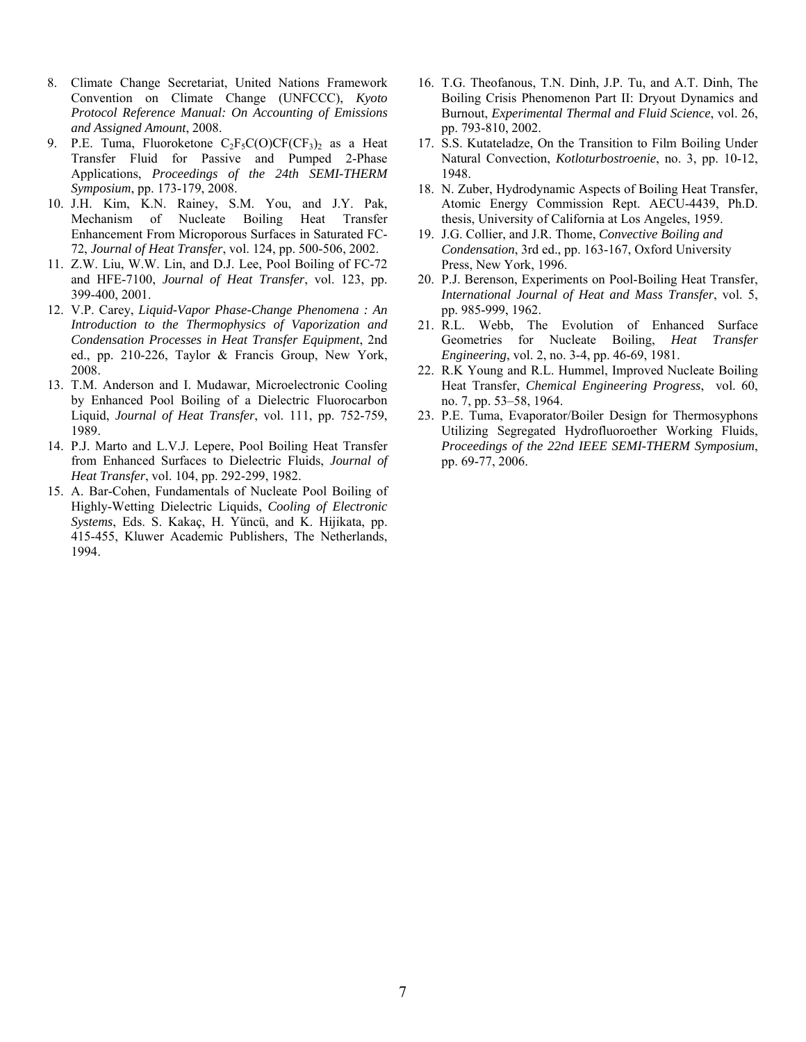8. Climate Change Secretariat, United Nations Framework Convention on Climate Change (UNFCCC), *Kyoto Protocol Reference Manual: On Accounting of Emissions and Assigned Amount*, 2008.
9. P.E. Tuma, Fluoroketone $C_2F_5C(O)CF(CF_3)_2$ as a Heat Transfer Fluid for Passive and Pumped 2-Phase Applications, *Proceedings of the 24th SEMI-THERM Symposium*, pp. 173-179, 2008.
10. J.H. Kim, K.N. Rainey, S.M. You, and J.Y. Pak, Mechanism of Nucleate Boiling Heat Transfer Enhancement From Microporous Surfaces in Saturated FC-72, *Journal of Heat Transfer*, vol. 124, pp. 500-506, 2002.
11. Z.W. Liu, W.W. Lin, and D.J. Lee, Pool Boiling of FC-72 and HFE-7100, *Journal of Heat Transfer*, vol. 123, pp. 399-400, 2001.
12. V.P. Carey, *Liquid-Vapor Phase-Change Phenomena : An Introduction to the Thermophysics of Vaporization and Condensation Processes in Heat Transfer Equipment*, 2nd ed., pp. 210-226, Taylor & Francis Group, New York, 2008.
13. T.M. Anderson and I. Mudawar, Microelectronic Cooling by Enhanced Pool Boiling of a Dielectric Fluorocarbon Liquid, *Journal of Heat Transfer*, vol. 111, pp. 752-759, 1989.
14. P.J. Marto and L.V.J. Lepere, Pool Boiling Heat Transfer from Enhanced Surfaces to Dielectric Fluids, *Journal of Heat Transfer*, vol. 104, pp. 292-299, 1982.
15. A. Bar-Cohen, Fundamentals of Nucleate Pool Boiling of Highly-Wetting Dielectric Liquids, *Cooling of Electronic Systems*, Eds. S. Kakaç, H. Yüncü, and K. Hijikata, pp. 415-455, Kluwer Academic Publishers, The Netherlands, 1994.
16. T.G. Theofanous, T.N. Dinh, J.P. Tu, and A.T. Dinh, The Boiling Crisis Phenomenon Part II: Dryout Dynamics and Burnout, *Experimental Thermal and Fluid Science*, vol. 26, pp. 793-810, 2002.
17. S.S. Kutateladze, On the Transition to Film Boiling Under Natural Convection, *Kotloturbostroenie*, no. 3, pp. 10-12, 1948.
18. N. Zuber, Hydrodynamic Aspects of Boiling Heat Transfer, Atomic Energy Commission Rept. AECU-4439, Ph.D. thesis, University of California at Los Angeles, 1959.
19. J.G. Collier, and J.R. Thome, *Convective Boiling and Condensation*, 3rd ed., pp. 163-167, Oxford University Press, New York, 1996.
20. P.J. Berenson, Experiments on Pool-Boiling Heat Transfer, *International Journal of Heat and Mass Transfer*, vol. 5, pp. 985-999, 1962.
21. R.L. Webb, The Evolution of Enhanced Surface Geometries for Nucleate Boiling, *Heat Transfer Engineering*, vol. 2, no. 3-4, pp. 46-69, 1981.
22. R.K Young and R.L. Hummel, Improved Nucleate Boiling Heat Transfer, *Chemical Engineering Progress*, vol. 60, no. 7, pp. 53–58, 1964.
23. P.E. Tuma, Evaporator/Boiler Design for Thermosyphons Utilizing Segregated Hydrofluoroether Working Fluids, *Proceedings of the 22nd IEEE SEMI-THERM Symposium*, pp. 69-77, 2006.